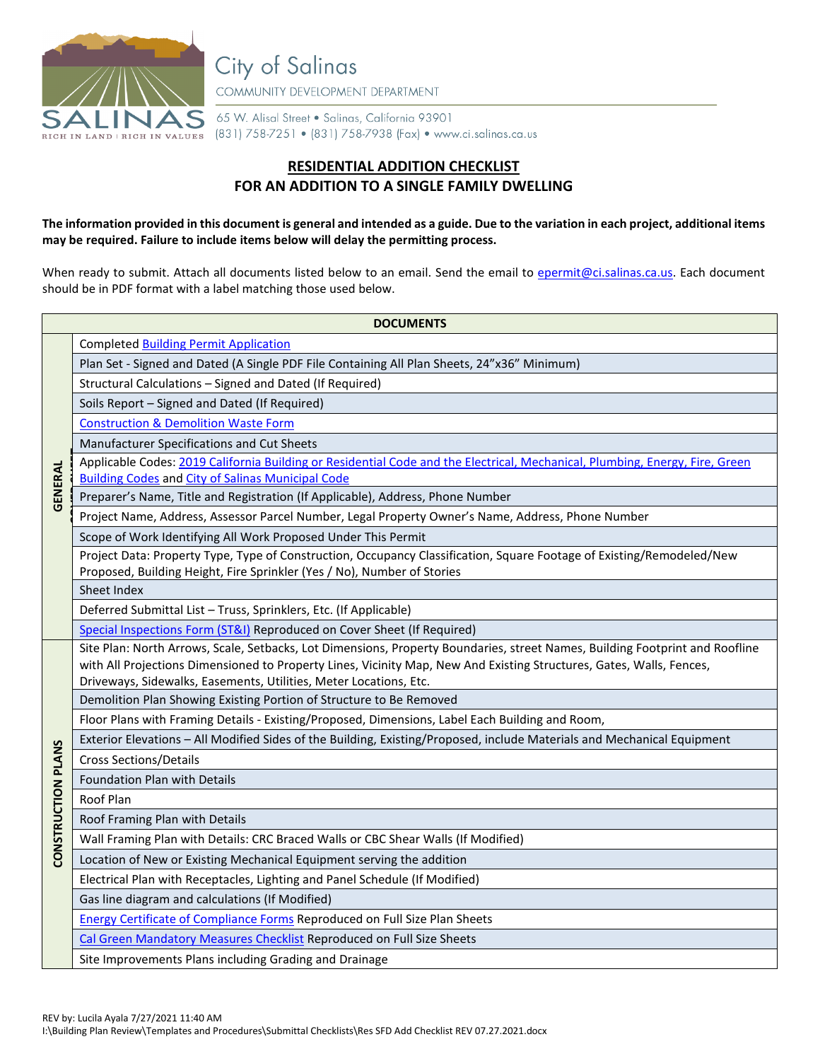City of Salinas

COMMUNITY DEVELOPMENT DEPARTMENT

65 W. Alisal Street • Salinas, California 93901
(831) 758-7251 • (831) 758-7938 (Fax) • www.ci.salinas.ca.us

# RESIDENTIAL ADDITION CHECKLIST
## FOR AN ADDITION TO A SINGLE FAMILY DWELLING

**The information provided in this document is general and intended as a guide. Due to the variation in each project, additional items may be required. Failure to include items below will delay the permitting process.**

When ready to submit. Attach all documents listed below to an email. Send the email to epermit@ci.salinas.ca.us. Each document should be in PDF format with a label matching those used below.

| | DOCUMENTS |
|---|---|
| GENERAL | Completed Building Permit Application |
| | Plan Set - Signed and Dated (A Single PDF File Containing All Plan Sheets, 24"x36" Minimum) |
| | Structural Calculations – Signed and Dated (If Required) |
| | Soils Report – Signed and Dated (If Required) |
| | Construction & Demolition Waste Form |
| | Manufacturer Specifications and Cut Sheets |
| | Applicable Codes: 2019 California Building or Residential Code and the Electrical, Mechanical, Plumbing, Energy, Fire, Green Building Codes and City of Salinas Municipal Code |
| | Preparer's Name, Title and Registration (If Applicable), Address, Phone Number |
| | Project Name, Address, Assessor Parcel Number, Legal Property Owner's Name, Address, Phone Number |
| | Scope of Work Identifying All Work Proposed Under This Permit |
| | Project Data: Property Type, Type of Construction, Occupancy Classification, Square Footage of Existing/Remodeled/New Proposed, Building Height, Fire Sprinkler (Yes / No), Number of Stories |
| | Sheet Index |
| | Deferred Submittal List – Truss, Sprinklers, Etc. (If Applicable) |
| | Special Inspections Form (ST&I) Reproduced on Cover Sheet (If Required) |
| CONSTRUCTION PLANS | Site Plan: North Arrows, Scale, Setbacks, Lot Dimensions, Property Boundaries, street Names, Building Footprint and Roofline with All Projections Dimensioned to Property Lines, Vicinity Map, New And Existing Structures, Gates, Walls, Fences, Driveways, Sidewalks, Easements, Utilities, Meter Locations, Etc. |
| | Demolition Plan Showing Existing Portion of Structure to Be Removed |
| | Floor Plans with Framing Details - Existing/Proposed, Dimensions, Label Each Building and Room, |
| | Exterior Elevations – All Modified Sides of the Building, Existing/Proposed, include Materials and Mechanical Equipment |
| | Cross Sections/Details |
| | Foundation Plan with Details |
| | Roof Plan |
| | Roof Framing Plan with Details |
| | Wall Framing Plan with Details: CRC Braced Walls or CBC Shear Walls (If Modified) |
| | Location of New or Existing Mechanical Equipment serving the addition |
| | Electrical Plan with Receptacles, Lighting and Panel Schedule (If Modified) |
| | Gas line diagram and calculations (If Modified) |
| | Energy Certificate of Compliance Forms Reproduced on Full Size Plan Sheets |
| | Cal Green Mandatory Measures Checklist Reproduced on Full Size Sheets |
| | Site Improvements Plans including Grading and Drainage |

REV by: Lucila Ayala 7/27/2021 11:40 AM
I:\Building Plan Review\Templates and Procedures\Submittal Checklists\Res SFD Add Checklist REV 07.27.2021.docx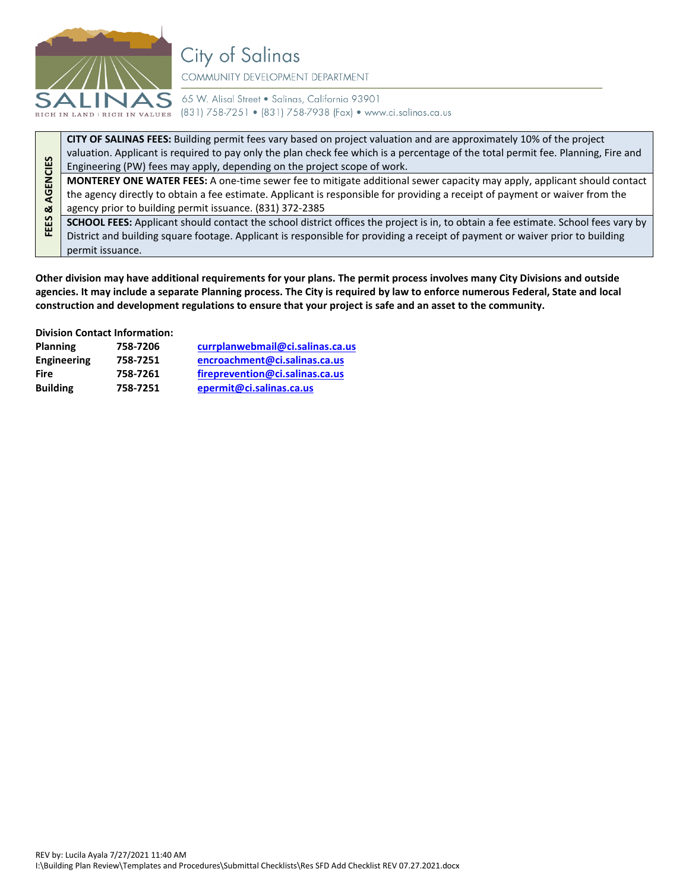# City of Salinas

COMMUNITY DEVELOPMENT DEPARTMENT

65 W. Alisal Street • Salinas, California 93901
(831) 758-7251 • (831) 758-7938 (Fax) • www.ci.salinas.ca.us

| | |
|---|---|
| **FEES & AGENCIES** | **CITY OF SALINAS FEES:** Building permit fees vary based on project valuation and are approximately 10% of the project valuation. Applicant is required to pay only the plan check fee which is a percentage of the total permit fee. Planning, Fire and Engineering (PW) fees may apply, depending on the project scope of work. |
| | **MONTEREY ONE WATER FEES:** A one-time sewer fee to mitigate additional sewer capacity may apply, applicant should contact the agency directly to obtain a fee estimate. Applicant is responsible for providing a receipt of payment or waiver from the agency prior to building permit issuance. (831) 372-2385 |
| | **SCHOOL FEES:** Applicant should contact the school district offices the project is in, to obtain a fee estimate. School fees vary by District and building square footage. Applicant is responsible for providing a receipt of payment or waiver prior to building permit issuance. |

**Other division may have additional requirements for your plans. The permit process involves many City Divisions and outside agencies. It may include a separate Planning process. The City is required by law to enforce numerous Federal, State and local construction and development regulations to ensure that your project is safe and an asset to the community.**

**Division Contact Information:**

| | | |
|---|---|---|
| **Planning** | **758-7206** | **currplanwebmail@ci.salinas.ca.us** |
| **Engineering** | **758-7251** | **encroachment@ci.salinas.ca.us** |
| **Fire** | **758-7261** | **fireprevention@ci.salinas.ca.us** |
| **Building** | **758-7251** | **epermit@ci.salinas.ca.us** |

REV by: Lucila Ayala 7/27/2021 11:40 AM
I:\Building Plan Review\Templates and Procedures\Submittal Checklists\Res SFD Add Checklist REV 07.27.2021.docx